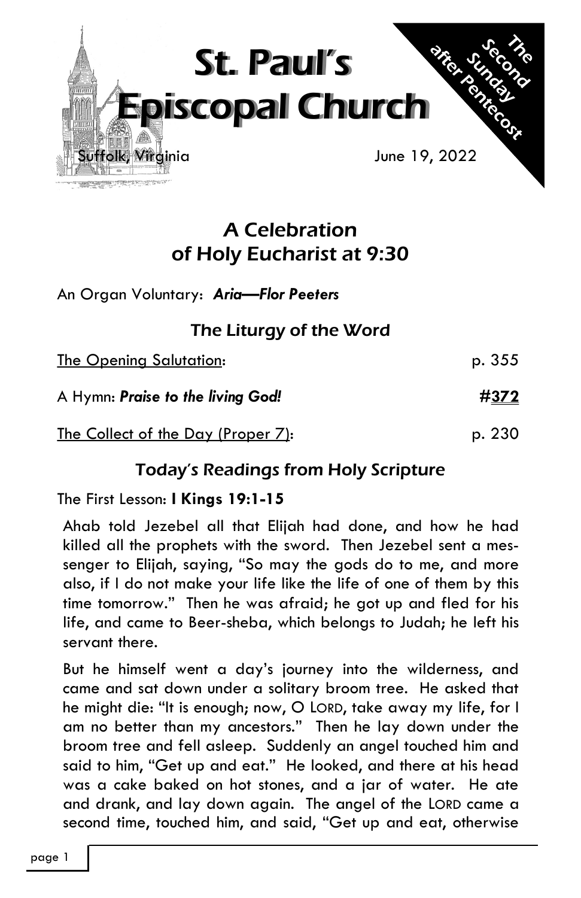# St. Paul's Episcopal Church

Suffolk, Virginia

June 19, 2022

The Second Sunday after Pentecost

## A Celebration of Holy Eucharist at 9:30

An Organ Voluntary: ***Aria—Flor Peeters***

### The Liturgy of the Word

The Opening Salutation: p. 355

A Hymn: ***Praise to the living God!*** **#372**

The Collect of the Day (Proper 7): p. 230

### Today's Readings from Holy Scripture

The First Lesson: **I Kings 19:1-15**

Ahab told Jezebel all that Elijah had done, and how he had killed all the prophets with the sword. Then Jezebel sent a messenger to Elijah, saying, "So may the gods do to me, and more also, if I do not make your life like the life of one of them by this time tomorrow." Then he was afraid; he got up and fled for his life, and came to Beer-sheba, which belongs to Judah; he left his servant there.

But he himself went a day's journey into the wilderness, and came and sat down under a solitary broom tree. He asked that he might die: "It is enough; now, O LORD, take away my life, for I am no better than my ancestors." Then he lay down under the broom tree and fell asleep. Suddenly an angel touched him and said to him, "Get up and eat." He looked, and there at his head was a cake baked on hot stones, and a jar of water. He ate and drank, and lay down again. The angel of the LORD came a second time, touched him, and said, "Get up and eat, otherwise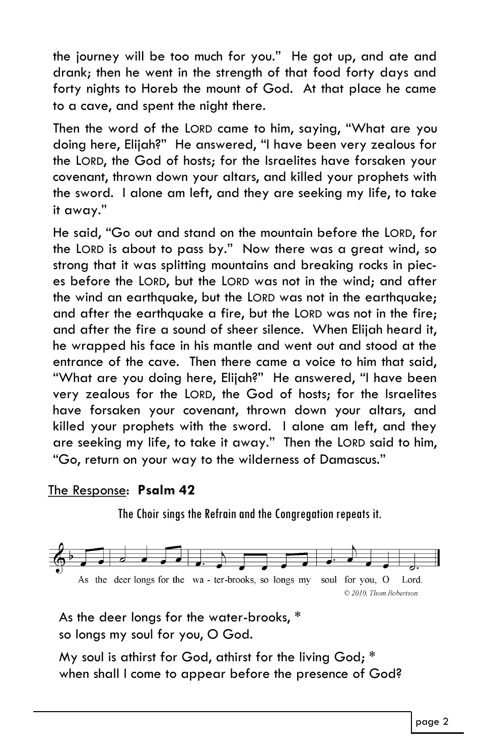the journey will be too much for you." He got up, and ate and drank; then he went in the strength of that food forty days and forty nights to Horeb the mount of God. At that place he came to a cave, and spent the night there.

Then the word of the LORD came to him, saying, "What are you doing here, Elijah?" He answered, "I have been very zealous for the LORD, the God of hosts; for the Israelites have forsaken your covenant, thrown down your altars, and killed your prophets with the sword. I alone am left, and they are seeking my life, to take it away."

He said, "Go out and stand on the mountain before the LORD, for the LORD is about to pass by." Now there was a great wind, so strong that it was splitting mountains and breaking rocks in pieces before the LORD, but the LORD was not in the wind; and after the wind an earthquake, but the LORD was not in the earthquake; and after the earthquake a fire, but the LORD was not in the fire; and after the fire a sound of sheer silence. When Elijah heard it, he wrapped his face in his mantle and went out and stood at the entrance of the cave. Then there came a voice to him that said, "What are you doing here, Elijah?" He answered, "I have been very zealous for the LORD, the God of hosts; for the Israelites have forsaken your covenant, thrown down your altars, and killed your prophets with the sword. I alone am left, and they are seeking my life, to take it away." Then the LORD said to him, "Go, return on your way to the wilderness of Damascus."

The Response: **Psalm 42**

The Choir sings the Refrain and the Congregation repeats it.

As the deer longs for the wa - ter-brooks, so longs my soul for you, O Lord.

© 2010, Thom Robertson

As the deer longs for the water-brooks, *
so longs my soul for you, O God.

My soul is athirst for God, athirst for the living God; *
when shall I come to appear before the presence of God?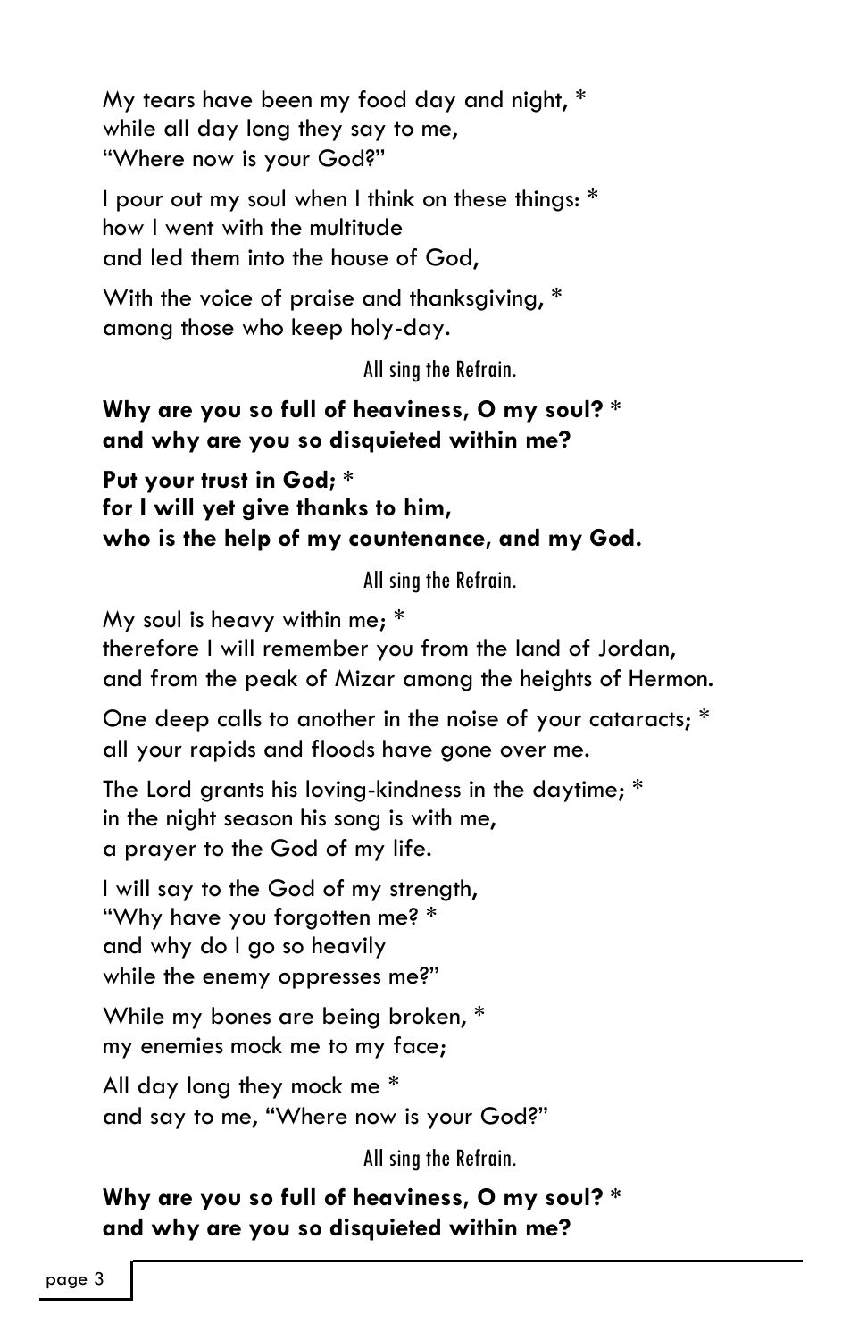My tears have been my food day and night, *
while all day long they say to me,
"Where now is your God?"

I pour out my soul when I think on these things: *
how I went with the multitude
and led them into the house of God,

With the voice of praise and thanksgiving, *
among those who keep holy-day.

All sing the Refrain.

**Why are you so full of heaviness, O my soul?** *
**and why are you so disquieted within me?**

**Put your trust in God;** *
**for I will yet give thanks to him,**
**who is the help of my countenance, and my God.**

All sing the Refrain.

My soul is heavy within me; *
therefore I will remember you from the land of Jordan,
and from the peak of Mizar among the heights of Hermon.

One deep calls to another in the noise of your cataracts; *
all your rapids and floods have gone over me.

The Lord grants his loving-kindness in the daytime; *
in the night season his song is with me,
a prayer to the God of my life.

I will say to the God of my strength,
"Why have you forgotten me? *
and why do I go so heavily
while the enemy oppresses me?"

While my bones are being broken, *
my enemies mock me to my face;

All day long they mock me *
and say to me, "Where now is your God?"

All sing the Refrain.

**Why are you so full of heaviness, O my soul?** *
**and why are you so disquieted within me?**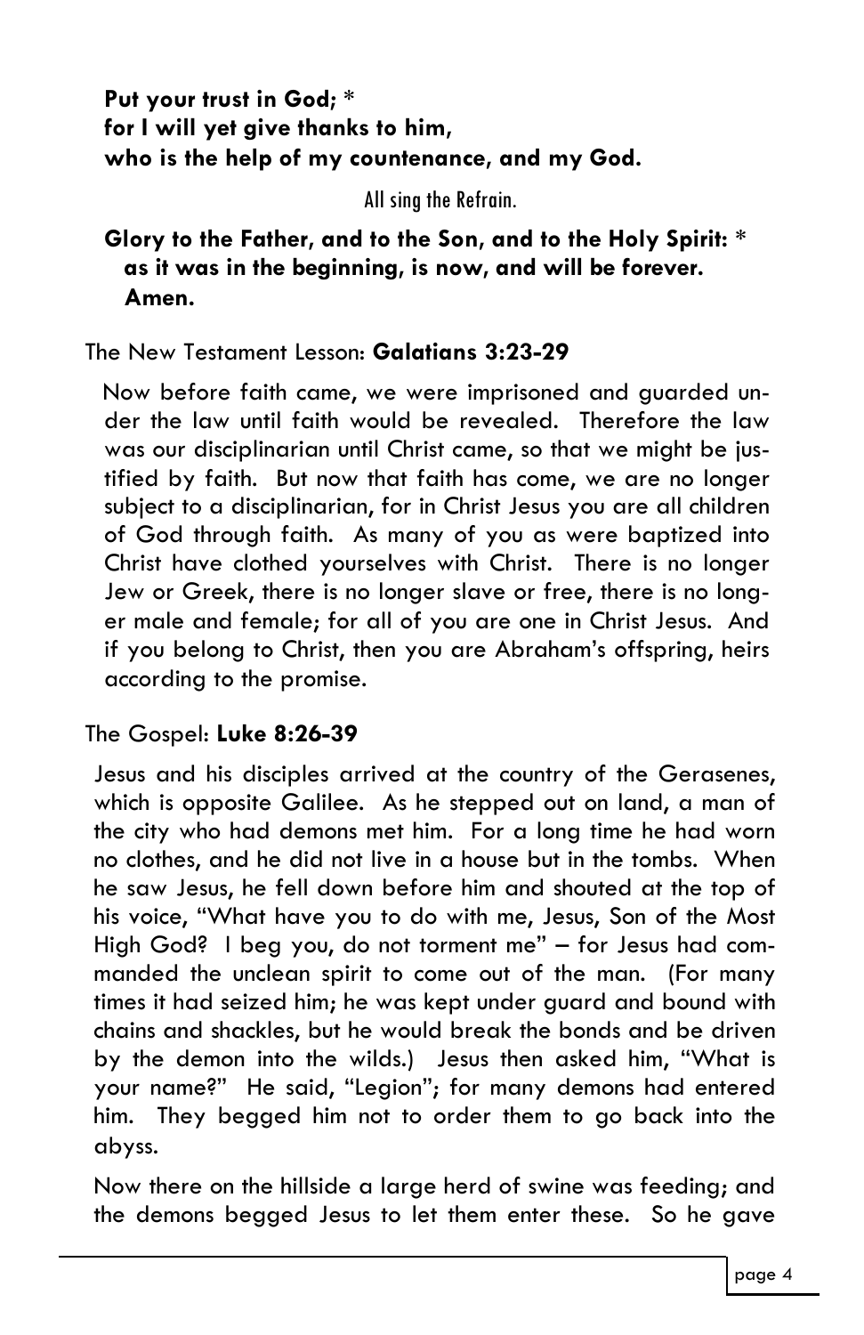**Put your trust in God; \***
**for I will yet give thanks to him,**
**who is the help of my countenance, and my God.**

All sing the Refrain.

**Glory to the Father, and to the Son, and to the Holy Spirit: \***
**as it was in the beginning, is now, and will be forever.**
**Amen.**

The New Testament Lesson: **Galatians 3:23-29**

Now before faith came, we were imprisoned and guarded under the law until faith would be revealed. Therefore the law was our disciplinarian until Christ came, so that we might be justified by faith. But now that faith has come, we are no longer subject to a disciplinarian, for in Christ Jesus you are all children of God through faith. As many of you as were baptized into Christ have clothed yourselves with Christ. There is no longer Jew or Greek, there is no longer slave or free, there is no longer male and female; for all of you are one in Christ Jesus. And if you belong to Christ, then you are Abraham's offspring, heirs according to the promise.

The Gospel: **Luke 8:26-39**

Jesus and his disciples arrived at the country of the Gerasenes, which is opposite Galilee. As he stepped out on land, a man of the city who had demons met him. For a long time he had worn no clothes, and he did not live in a house but in the tombs. When he saw Jesus, he fell down before him and shouted at the top of his voice, "What have you to do with me, Jesus, Son of the Most High God? I beg you, do not torment me" – for Jesus had commanded the unclean spirit to come out of the man. (For many times it had seized him; he was kept under guard and bound with chains and shackles, but he would break the bonds and be driven by the demon into the wilds.) Jesus then asked him, "What is your name?" He said, "Legion"; for many demons had entered him. They begged him not to order them to go back into the abyss.

Now there on the hillside a large herd of swine was feeding; and the demons begged Jesus to let them enter these. So he gave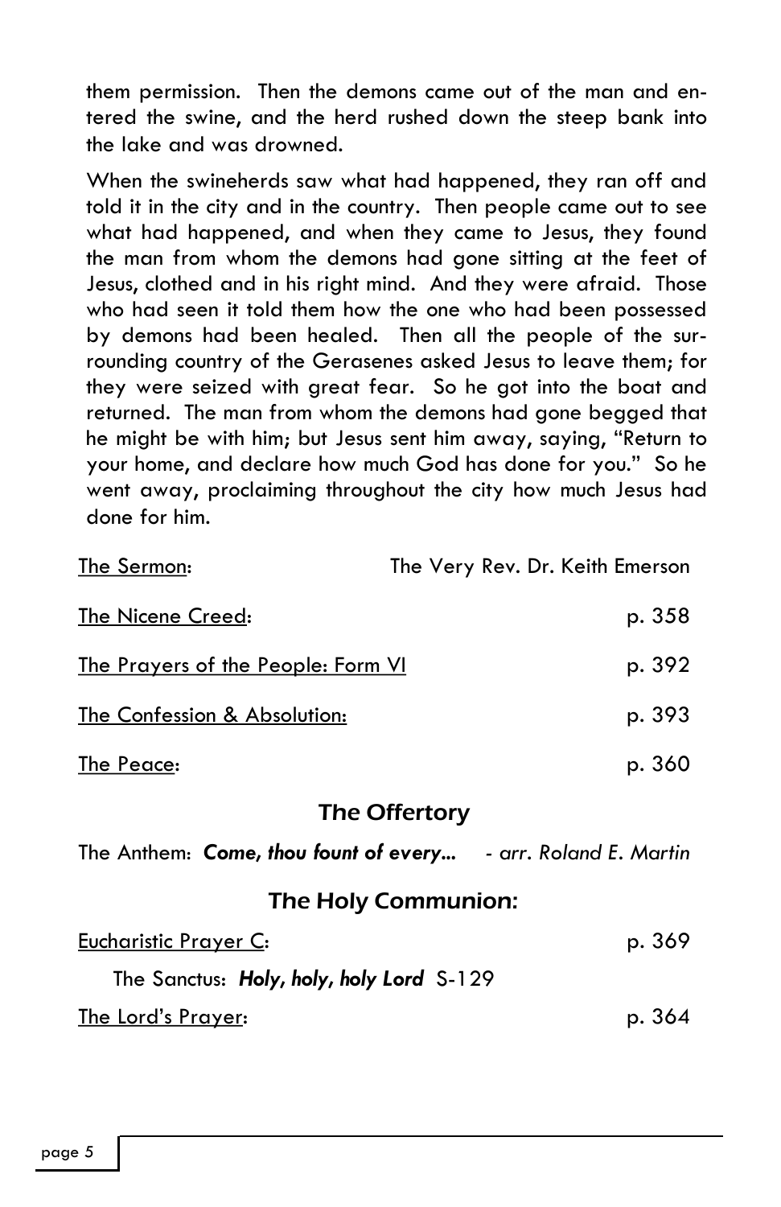them permission. Then the demons came out of the man and entered the swine, and the herd rushed down the steep bank into the lake and was drowned.

When the swineherds saw what had happened, they ran off and told it in the city and in the country. Then people came out to see what had happened, and when they came to Jesus, they found the man from whom the demons had gone sitting at the feet of Jesus, clothed and in his right mind. And they were afraid. Those who had seen it told them how the one who had been possessed by demons had been healed. Then all the people of the surrounding country of the Gerasenes asked Jesus to leave them; for they were seized with great fear. So he got into the boat and returned. The man from whom the demons had gone begged that he might be with him; but Jesus sent him away, saying, "Return to your home, and declare how much God has done for you." So he went away, proclaiming throughout the city how much Jesus had done for him.

<u>The Sermon</u>: The Very Rev. Dr. Keith Emerson

<u>The Nicene Creed</u>: p. 358

<u>The Prayers of the People: Form VI</u> p. 392

<u>The Confession & Absolution:</u> p. 393

<u>The Peace</u>: p. 360

## The Offertory

The Anthem: ***Come, thou fount of every...*** *- arr. Roland E. Martin*

## The Holy Communion:

<u>Eucharistic Prayer C</u>: p. 369

The Sanctus: ***Holy, holy, holy Lord*** S-129

<u>The Lord's Prayer</u>: p. 364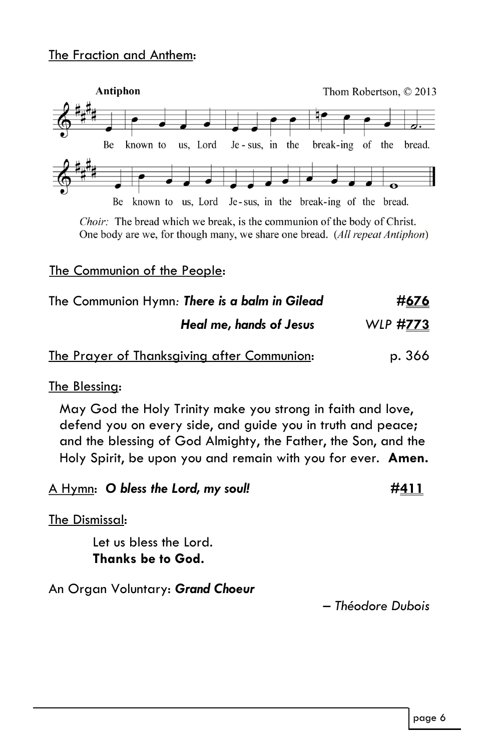The Fraction and Anthem:

**Antiphon** Thom Robertson, © 2013

Be known to us, Lord Je - sus, in the break-ing of the bread.

Be known to us, Lord Je-sus, in the break-ing of the bread.

*Choir:* The bread which we break, is the communion of the body of Christ. One body are we, for though many, we share one bread. (*All repeat Antiphon*)

The Communion of the People:

The Communion Hymn: ***There is a balm in Gilead*** **#676**

***Heal me, hands of Jesus*** *WLP* **#773**

The Prayer of Thanksgiving after Communion: p. 366

The Blessing:

May God the Holy Trinity make you strong in faith and love, defend you on every side, and guide you in truth and peace; and the blessing of God Almighty, the Father, the Son, and the Holy Spirit, be upon you and remain with you for ever. **Amen.**

A Hymn: ***O bless the Lord, my soul!*** **#411**

The Dismissal:

Let us bless the Lord.
**Thanks be to God.**

An Organ Voluntary: ***Grand Choeur***

*– Théodore Dubois*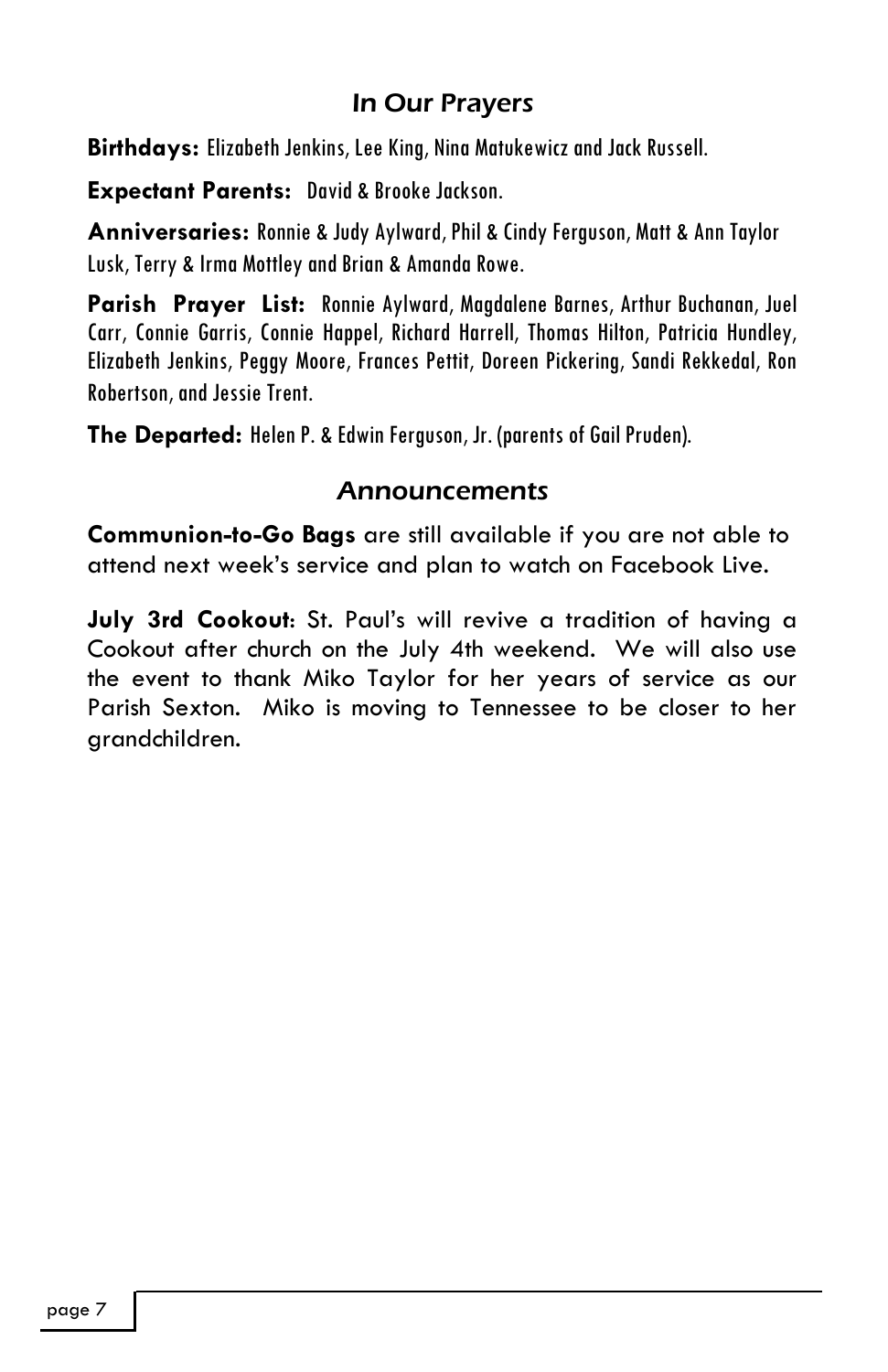## *In Our Prayers*

**Birthdays:** Elizabeth Jenkins, Lee King, Nina Matukewicz and Jack Russell.

**Expectant Parents:** David & Brooke Jackson.

**Anniversaries:** Ronnie & Judy Aylward, Phil & Cindy Ferguson, Matt & Ann Taylor Lusk, Terry & Irma Mottley and Brian & Amanda Rowe.

**Parish Prayer List:** Ronnie Aylward, Magdalene Barnes, Arthur Buchanan, Juel Carr, Connie Garris, Connie Happel, Richard Harrell, Thomas Hilton, Patricia Hundley, Elizabeth Jenkins, Peggy Moore, Frances Pettit, Doreen Pickering, Sandi Rekkedal, Ron Robertson, and Jessie Trent.

**The Departed:** Helen P. & Edwin Ferguson, Jr. (parents of Gail Pruden).

## *Announcements*

**Communion-to-Go Bags** are still available if you are not able to attend next week's service and plan to watch on Facebook Live.

**July 3rd Cookout**: St. Paul's will revive a tradition of having a Cookout after church on the July 4th weekend. We will also use the event to thank Miko Taylor for her years of service as our Parish Sexton. Miko is moving to Tennessee to be closer to her grandchildren.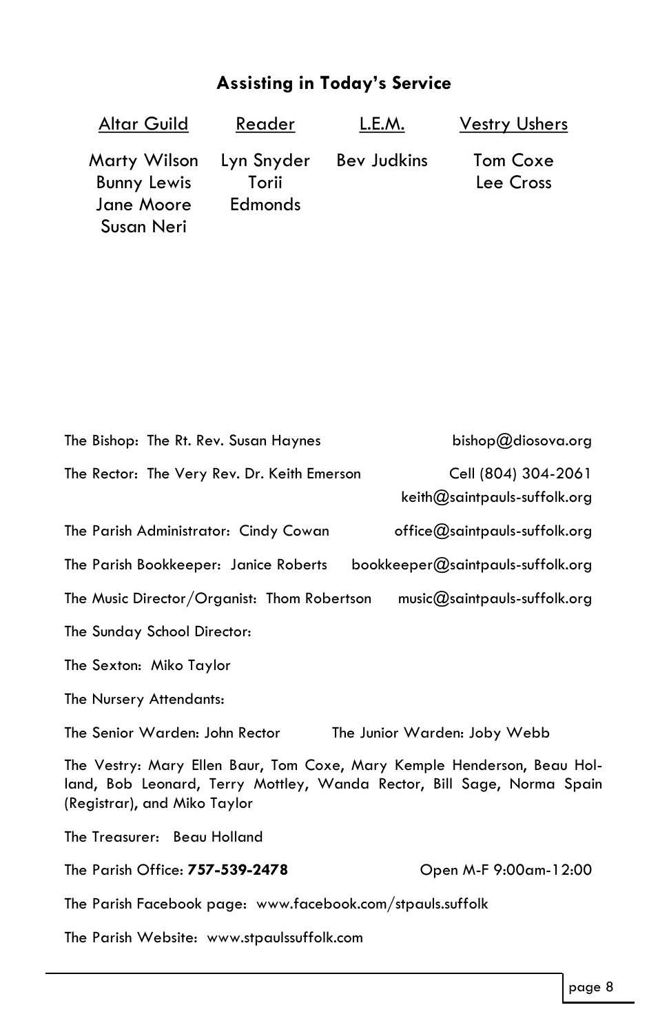## Assisting in Today's Service

| Altar Guild | Reader | L.E.M. | Vestry Ushers |
|---|---|---|---|
| Marty Wilson | Lyn Snyder | Bev Judkins | Tom Coxe |
| Bunny Lewis | Torii Edmonds | | Lee Cross |
| Jane Moore | | | |
| Susan Neri | | | |

The Bishop: The Rt. Rev. Susan Haynes bishop@diosova.org

The Rector: The Very Rev. Dr. Keith Emerson Cell (804) 304-2061 keith@saintpauls-suffolk.org

The Parish Administrator: Cindy Cowan office@saintpauls-suffolk.org

The Parish Bookkeeper: Janice Roberts bookkeeper@saintpauls-suffolk.org

The Music Director/Organist: Thom Robertson music@saintpauls-suffolk.org

The Sunday School Director:

The Sexton: Miko Taylor

The Nursery Attendants:

The Senior Warden: John Rector The Junior Warden: Joby Webb

The Vestry: Mary Ellen Baur, Tom Coxe, Mary Kemple Henderson, Beau Holland, Bob Leonard, Terry Mottley, Wanda Rector, Bill Sage, Norma Spain (Registrar), and Miko Taylor

The Treasurer: Beau Holland

The Parish Office: **757-539-2478** Open M-F 9:00am-12:00

The Parish Facebook page: www.facebook.com/stpauls.suffolk

The Parish Website: www.stpaulssuffolk.com